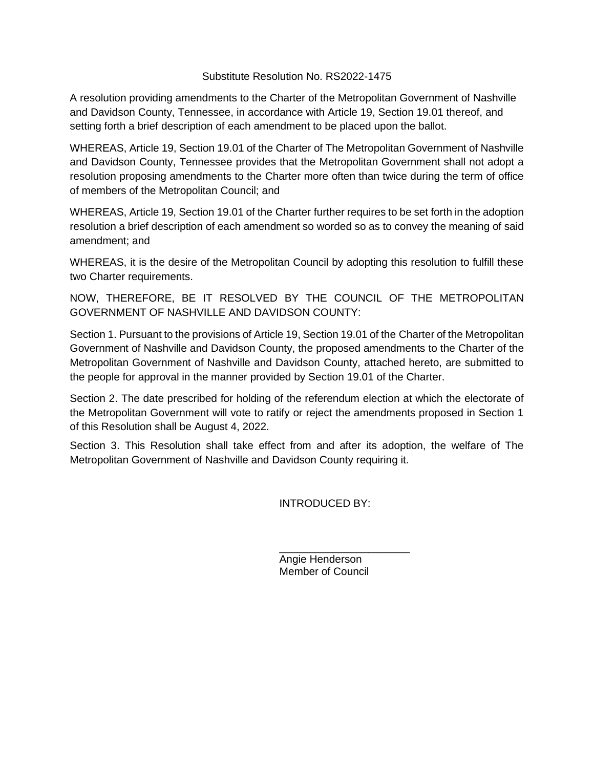# Substitute Resolution No. RS2022-1475

A resolution providing amendments to the Charter of the Metropolitan Government of Nashville and Davidson County, Tennessee, in accordance with Article 19, Section 19.01 thereof, and setting forth a brief description of each amendment to be placed upon the ballot.

WHEREAS, Article 19, Section 19.01 of the Charter of The Metropolitan Government of Nashville and Davidson County, Tennessee provides that the Metropolitan Government shall not adopt a resolution proposing amendments to the Charter more often than twice during the term of office of members of the Metropolitan Council; and

WHEREAS, Article 19, Section 19.01 of the Charter further requires to be set forth in the adoption resolution a brief description of each amendment so worded so as to convey the meaning of said amendment; and

WHEREAS, it is the desire of the Metropolitan Council by adopting this resolution to fulfill these two Charter requirements.

NOW, THEREFORE, BE IT RESOLVED BY THE COUNCIL OF THE METROPOLITAN GOVERNMENT OF NASHVILLE AND DAVIDSON COUNTY:

Section 1. Pursuant to the provisions of Article 19, Section 19.01 of the Charter of the Metropolitan Government of Nashville and Davidson County, the proposed amendments to the Charter of the Metropolitan Government of Nashville and Davidson County, attached hereto, are submitted to the people for approval in the manner provided by Section 19.01 of the Charter.

Section 2. The date prescribed for holding of the referendum election at which the electorate of the Metropolitan Government will vote to ratify or reject the amendments proposed in Section 1 of this Resolution shall be August 4, 2022.

Section 3. This Resolution shall take effect from and after its adoption, the welfare of The Metropolitan Government of Nashville and Davidson County requiring it.

INTRODUCED BY:

______________________
Angie Henderson
Member of Council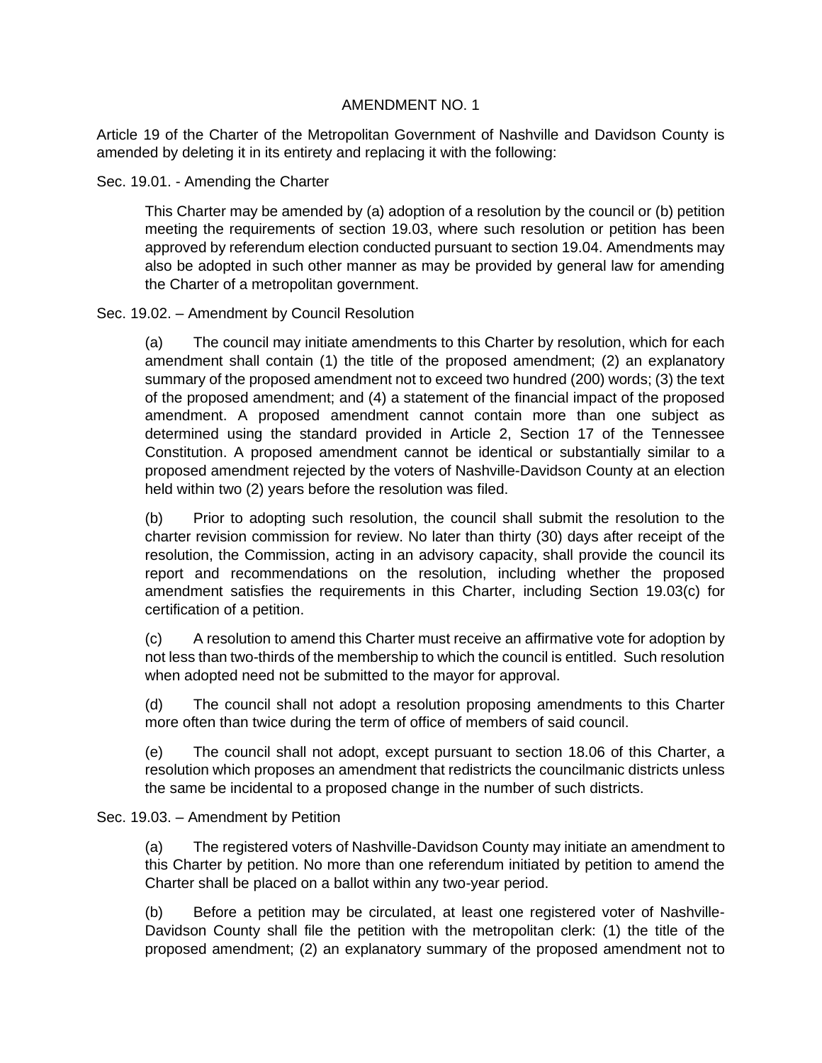# AMENDMENT NO. 1

Article 19 of the Charter of the Metropolitan Government of Nashville and Davidson County is amended by deleting it in its entirety and replacing it with the following:

Sec. 19.01. - Amending the Charter

This Charter may be amended by (a) adoption of a resolution by the council or (b) petition meeting the requirements of section 19.03, where such resolution or petition has been approved by referendum election conducted pursuant to section 19.04. Amendments may also be adopted in such other manner as may be provided by general law for amending the Charter of a metropolitan government.

Sec. 19.02. – Amendment by Council Resolution

(a) The council may initiate amendments to this Charter by resolution, which for each amendment shall contain (1) the title of the proposed amendment; (2) an explanatory summary of the proposed amendment not to exceed two hundred (200) words; (3) the text of the proposed amendment; and (4) a statement of the financial impact of the proposed amendment. A proposed amendment cannot contain more than one subject as determined using the standard provided in Article 2, Section 17 of the Tennessee Constitution. A proposed amendment cannot be identical or substantially similar to a proposed amendment rejected by the voters of Nashville-Davidson County at an election held within two (2) years before the resolution was filed.

(b) Prior to adopting such resolution, the council shall submit the resolution to the charter revision commission for review. No later than thirty (30) days after receipt of the resolution, the Commission, acting in an advisory capacity, shall provide the council its report and recommendations on the resolution, including whether the proposed amendment satisfies the requirements in this Charter, including Section 19.03(c) for certification of a petition.

(c) A resolution to amend this Charter must receive an affirmative vote for adoption by not less than two-thirds of the membership to which the council is entitled. Such resolution when adopted need not be submitted to the mayor for approval.

(d) The council shall not adopt a resolution proposing amendments to this Charter more often than twice during the term of office of members of said council.

(e) The council shall not adopt, except pursuant to section 18.06 of this Charter, a resolution which proposes an amendment that redistricts the councilmanic districts unless the same be incidental to a proposed change in the number of such districts.

Sec. 19.03. – Amendment by Petition

(a) The registered voters of Nashville-Davidson County may initiate an amendment to this Charter by petition. No more than one referendum initiated by petition to amend the Charter shall be placed on a ballot within any two-year period.

(b) Before a petition may be circulated, at least one registered voter of Nashville-Davidson County shall file the petition with the metropolitan clerk: (1) the title of the proposed amendment; (2) an explanatory summary of the proposed amendment not to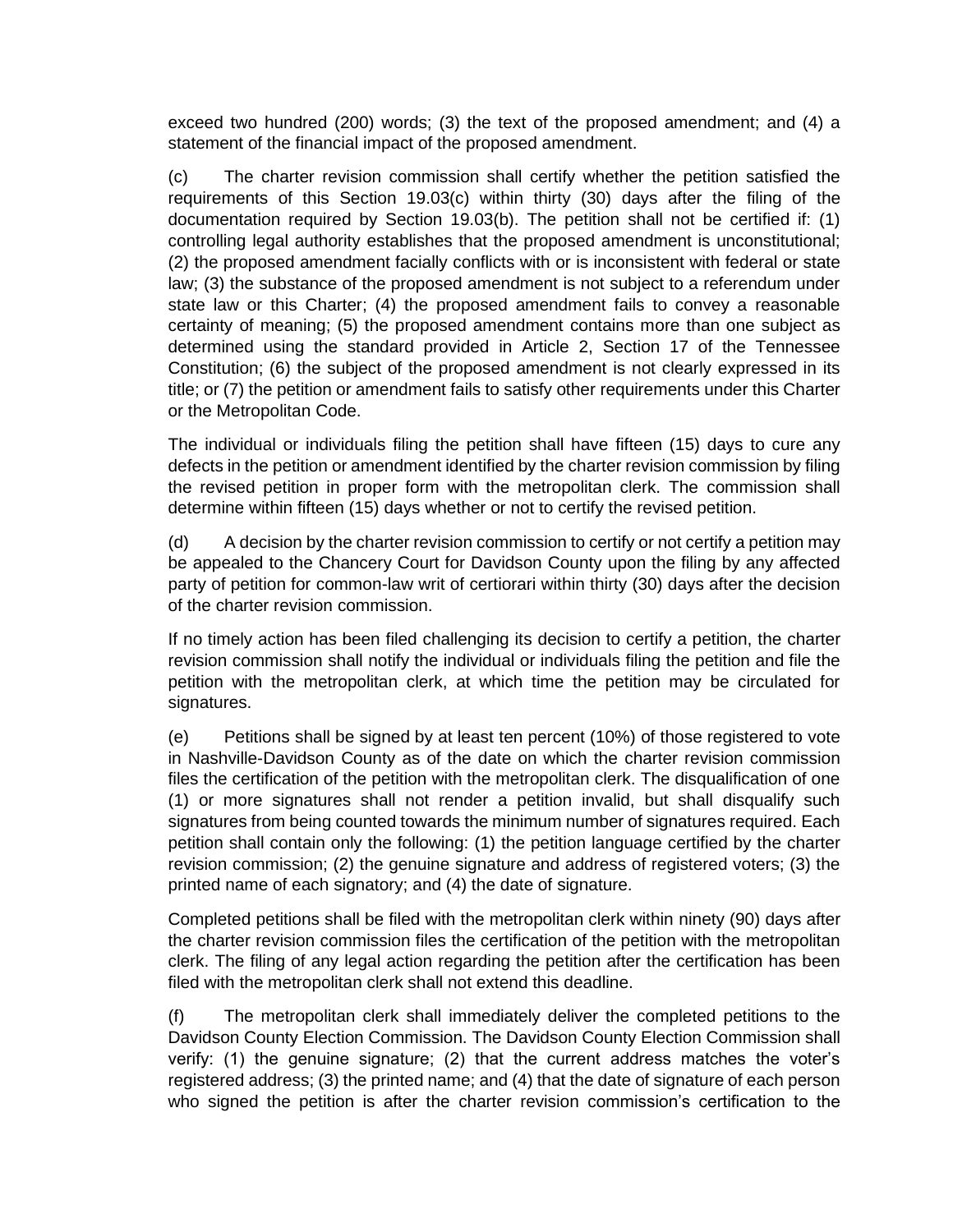exceed two hundred (200) words; (3) the text of the proposed amendment; and (4) a statement of the financial impact of the proposed amendment.

(c) The charter revision commission shall certify whether the petition satisfied the requirements of this Section 19.03(c) within thirty (30) days after the filing of the documentation required by Section 19.03(b). The petition shall not be certified if: (1) controlling legal authority establishes that the proposed amendment is unconstitutional; (2) the proposed amendment facially conflicts with or is inconsistent with federal or state law; (3) the substance of the proposed amendment is not subject to a referendum under state law or this Charter; (4) the proposed amendment fails to convey a reasonable certainty of meaning; (5) the proposed amendment contains more than one subject as determined using the standard provided in Article 2, Section 17 of the Tennessee Constitution; (6) the subject of the proposed amendment is not clearly expressed in its title; or (7) the petition or amendment fails to satisfy other requirements under this Charter or the Metropolitan Code.

The individual or individuals filing the petition shall have fifteen (15) days to cure any defects in the petition or amendment identified by the charter revision commission by filing the revised petition in proper form with the metropolitan clerk. The commission shall determine within fifteen (15) days whether or not to certify the revised petition.

(d) A decision by the charter revision commission to certify or not certify a petition may be appealed to the Chancery Court for Davidson County upon the filing by any affected party of petition for common-law writ of certiorari within thirty (30) days after the decision of the charter revision commission.

If no timely action has been filed challenging its decision to certify a petition, the charter revision commission shall notify the individual or individuals filing the petition and file the petition with the metropolitan clerk, at which time the petition may be circulated for signatures.

(e) Petitions shall be signed by at least ten percent (10%) of those registered to vote in Nashville-Davidson County as of the date on which the charter revision commission files the certification of the petition with the metropolitan clerk. The disqualification of one (1) or more signatures shall not render a petition invalid, but shall disqualify such signatures from being counted towards the minimum number of signatures required. Each petition shall contain only the following: (1) the petition language certified by the charter revision commission; (2) the genuine signature and address of registered voters; (3) the printed name of each signatory; and (4) the date of signature.

Completed petitions shall be filed with the metropolitan clerk within ninety (90) days after the charter revision commission files the certification of the petition with the metropolitan clerk. The filing of any legal action regarding the petition after the certification has been filed with the metropolitan clerk shall not extend this deadline.

(f) The metropolitan clerk shall immediately deliver the completed petitions to the Davidson County Election Commission. The Davidson County Election Commission shall verify: (1) the genuine signature; (2) that the current address matches the voter's registered address; (3) the printed name; and (4) that the date of signature of each person who signed the petition is after the charter revision commission's certification to the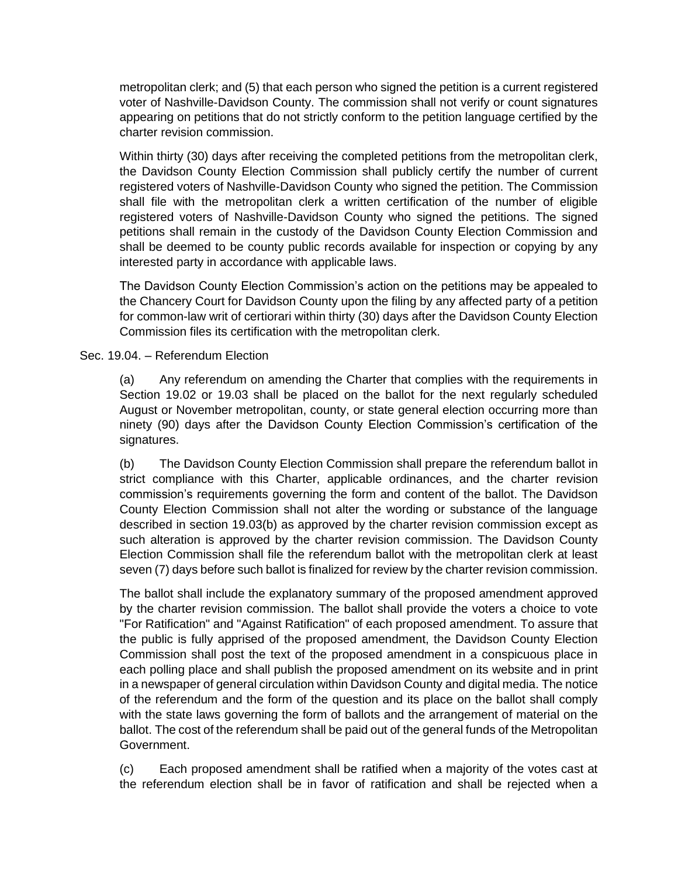metropolitan clerk; and (5) that each person who signed the petition is a current registered voter of Nashville-Davidson County. The commission shall not verify or count signatures appearing on petitions that do not strictly conform to the petition language certified by the charter revision commission.

Within thirty (30) days after receiving the completed petitions from the metropolitan clerk, the Davidson County Election Commission shall publicly certify the number of current registered voters of Nashville-Davidson County who signed the petition. The Commission shall file with the metropolitan clerk a written certification of the number of eligible registered voters of Nashville-Davidson County who signed the petitions. The signed petitions shall remain in the custody of the Davidson County Election Commission and shall be deemed to be county public records available for inspection or copying by any interested party in accordance with applicable laws.

The Davidson County Election Commission's action on the petitions may be appealed to the Chancery Court for Davidson County upon the filing by any affected party of a petition for common-law writ of certiorari within thirty (30) days after the Davidson County Election Commission files its certification with the metropolitan clerk.

Sec. 19.04. – Referendum Election

(a) Any referendum on amending the Charter that complies with the requirements in Section 19.02 or 19.03 shall be placed on the ballot for the next regularly scheduled August or November metropolitan, county, or state general election occurring more than ninety (90) days after the Davidson County Election Commission's certification of the signatures.

(b) The Davidson County Election Commission shall prepare the referendum ballot in strict compliance with this Charter, applicable ordinances, and the charter revision commission's requirements governing the form and content of the ballot. The Davidson County Election Commission shall not alter the wording or substance of the language described in section 19.03(b) as approved by the charter revision commission except as such alteration is approved by the charter revision commission. The Davidson County Election Commission shall file the referendum ballot with the metropolitan clerk at least seven (7) days before such ballot is finalized for review by the charter revision commission.

The ballot shall include the explanatory summary of the proposed amendment approved by the charter revision commission. The ballot shall provide the voters a choice to vote "For Ratification" and "Against Ratification" of each proposed amendment. To assure that the public is fully apprised of the proposed amendment, the Davidson County Election Commission shall post the text of the proposed amendment in a conspicuous place in each polling place and shall publish the proposed amendment on its website and in print in a newspaper of general circulation within Davidson County and digital media. The notice of the referendum and the form of the question and its place on the ballot shall comply with the state laws governing the form of ballots and the arrangement of material on the ballot. The cost of the referendum shall be paid out of the general funds of the Metropolitan Government.

(c) Each proposed amendment shall be ratified when a majority of the votes cast at the referendum election shall be in favor of ratification and shall be rejected when a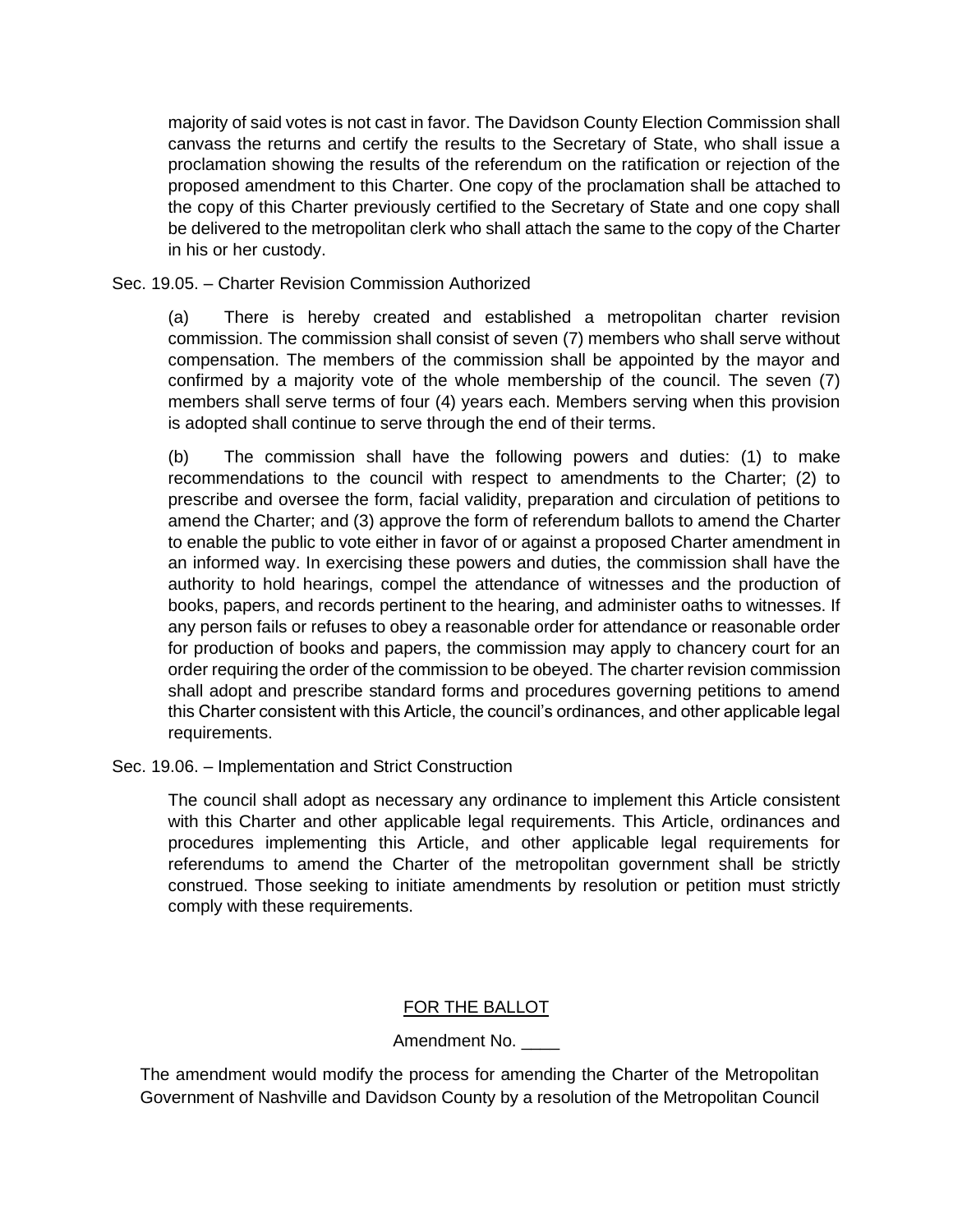majority of said votes is not cast in favor. The Davidson County Election Commission shall canvass the returns and certify the results to the Secretary of State, who shall issue a proclamation showing the results of the referendum on the ratification or rejection of the proposed amendment to this Charter. One copy of the proclamation shall be attached to the copy of this Charter previously certified to the Secretary of State and one copy shall be delivered to the metropolitan clerk who shall attach the same to the copy of the Charter in his or her custody.

Sec. 19.05. – Charter Revision Commission Authorized

(a) There is hereby created and established a metropolitan charter revision commission. The commission shall consist of seven (7) members who shall serve without compensation. The members of the commission shall be appointed by the mayor and confirmed by a majority vote of the whole membership of the council. The seven (7) members shall serve terms of four (4) years each. Members serving when this provision is adopted shall continue to serve through the end of their terms.

(b) The commission shall have the following powers and duties: (1) to make recommendations to the council with respect to amendments to the Charter; (2) to prescribe and oversee the form, facial validity, preparation and circulation of petitions to amend the Charter; and (3) approve the form of referendum ballots to amend the Charter to enable the public to vote either in favor of or against a proposed Charter amendment in an informed way. In exercising these powers and duties, the commission shall have the authority to hold hearings, compel the attendance of witnesses and the production of books, papers, and records pertinent to the hearing, and administer oaths to witnesses. If any person fails or refuses to obey a reasonable order for attendance or reasonable order for production of books and papers, the commission may apply to chancery court for an order requiring the order of the commission to be obeyed. The charter revision commission shall adopt and prescribe standard forms and procedures governing petitions to amend this Charter consistent with this Article, the council's ordinances, and other applicable legal requirements.

Sec. 19.06. – Implementation and Strict Construction

The council shall adopt as necessary any ordinance to implement this Article consistent with this Charter and other applicable legal requirements. This Article, ordinances and procedures implementing this Article, and other applicable legal requirements for referendums to amend the Charter of the metropolitan government shall be strictly construed. Those seeking to initiate amendments by resolution or petition must strictly comply with these requirements.

<u>FOR THE BALLOT</u>

Amendment No. ____

The amendment would modify the process for amending the Charter of the Metropolitan Government of Nashville and Davidson County by a resolution of the Metropolitan Council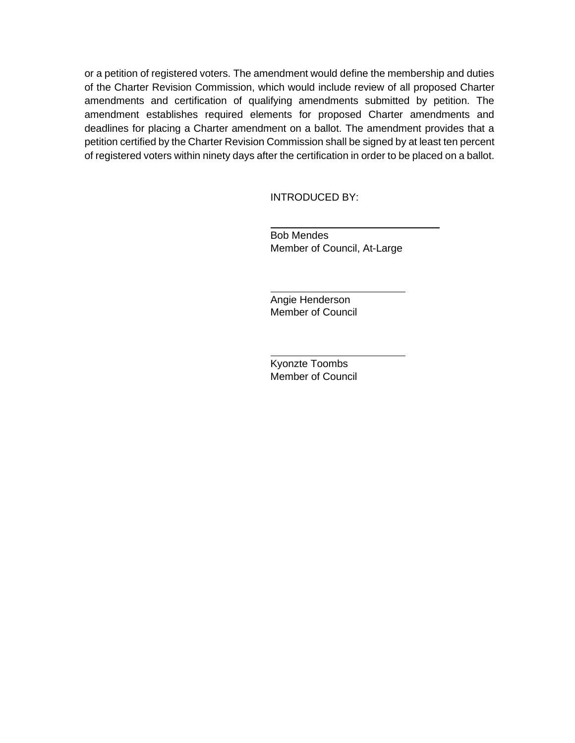or a petition of registered voters. The amendment would define the membership and duties of the Charter Revision Commission, which would include review of all proposed Charter amendments and certification of qualifying amendments submitted by petition. The amendment establishes required elements for proposed Charter amendments and deadlines for placing a Charter amendment on a ballot. The amendment provides that a petition certified by the Charter Revision Commission shall be signed by at least ten percent of registered voters within ninety days after the certification in order to be placed on a ballot.

INTRODUCED BY:

\_\_\_\_\_\_\_\_\_\_\_\_\_\_\_\_\_\_\_\_\_\_\_\_\_\_\_\_\_\_

Bob Mendes
Member of Council, At-Large

\_\_\_\_\_\_\_\_\_\_\_\_\_\_\_\_\_\_\_\_\_\_\_\_\_\_\_\_\_\_

Angie Henderson
Member of Council

\_\_\_\_\_\_\_\_\_\_\_\_\_\_\_\_\_\_\_\_\_\_\_\_\_\_\_\_\_\_

Kyonzte Toombs
Member of Council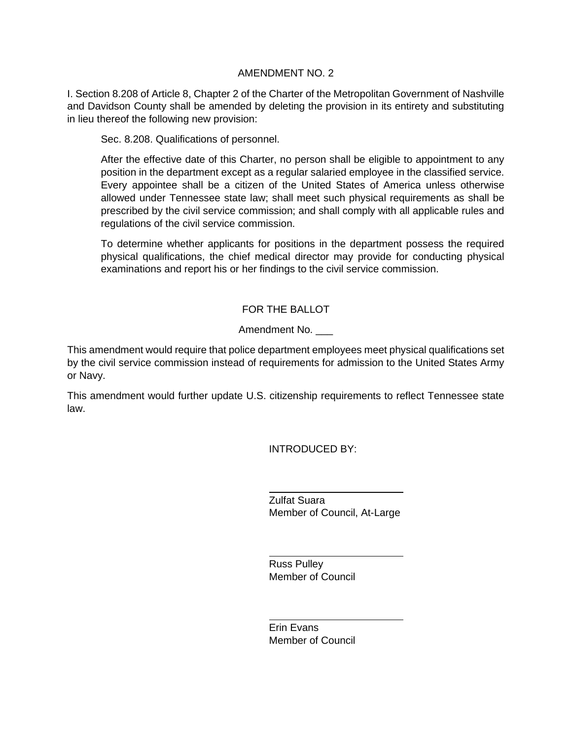# AMENDMENT NO. 2

I. Section 8.208 of Article 8, Chapter 2 of the Charter of the Metropolitan Government of Nashville and Davidson County shall be amended by deleting the provision in its entirety and substituting in lieu thereof the following new provision:

> Sec. 8.208. Qualifications of personnel.
>
> After the effective date of this Charter, no person shall be eligible to appointment to any position in the department except as a regular salaried employee in the classified service. Every appointee shall be a citizen of the United States of America unless otherwise allowed under Tennessee state law; shall meet such physical requirements as shall be prescribed by the civil service commission; and shall comply with all applicable rules and regulations of the civil service commission.
>
> To determine whether applicants for positions in the department possess the required physical qualifications, the chief medical director may provide for conducting physical examinations and report his or her findings to the civil service commission.

## FOR THE BALLOT

Amendment No. ___

This amendment would require that police department employees meet physical qualifications set by the civil service commission instead of requirements for admission to the United States Army or Navy.

This amendment would further update U.S. citizenship requirements to reflect Tennessee state law.

INTRODUCED BY:

Zulfat Suara
Member of Council, At-Large

Russ Pulley
Member of Council

Erin Evans
Member of Council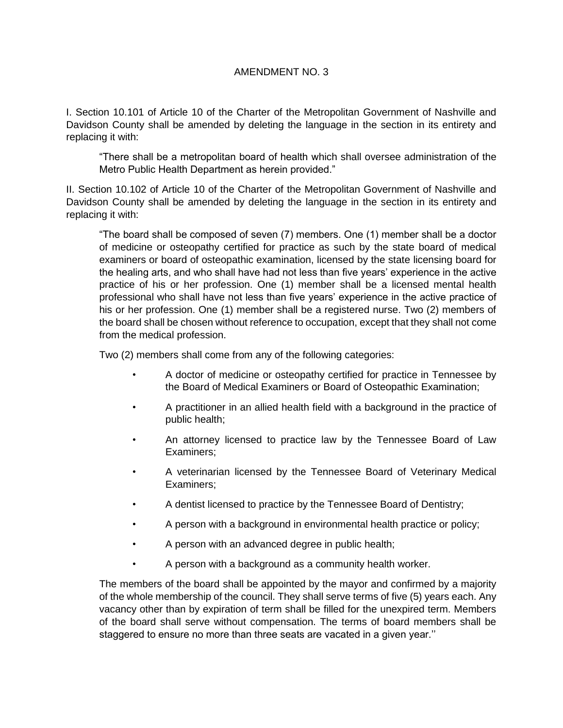# AMENDMENT NO. 3

I. Section 10.101 of Article 10 of the Charter of the Metropolitan Government of Nashville and Davidson County shall be amended by deleting the language in the section in its entirety and replacing it with:

> "There shall be a metropolitan board of health which shall oversee administration of the Metro Public Health Department as herein provided."

II. Section 10.102 of Article 10 of the Charter of the Metropolitan Government of Nashville and Davidson County shall be amended by deleting the language in the section in its entirety and replacing it with:

> "The board shall be composed of seven (7) members. One (1) member shall be a doctor of medicine or osteopathy certified for practice as such by the state board of medical examiners or board of osteopathic examination, licensed by the state licensing board for the healing arts, and who shall have had not less than five years' experience in the active practice of his or her profession. One (1) member shall be a licensed mental health professional who shall have not less than five years' experience in the active practice of his or her profession. One (1) member shall be a registered nurse. Two (2) members of the board shall be chosen without reference to occupation, except that they shall not come from the medical profession.
>
> Two (2) members shall come from any of the following categories:
>
> - A doctor of medicine or osteopathy certified for practice in Tennessee by the Board of Medical Examiners or Board of Osteopathic Examination;
> - A practitioner in an allied health field with a background in the practice of public health;
> - An attorney licensed to practice law by the Tennessee Board of Law Examiners;
> - A veterinarian licensed by the Tennessee Board of Veterinary Medical Examiners;
> - A dentist licensed to practice by the Tennessee Board of Dentistry;
> - A person with a background in environmental health practice or policy;
> - A person with an advanced degree in public health;
> - A person with a background as a community health worker.
>
> The members of the board shall be appointed by the mayor and confirmed by a majority of the whole membership of the council. They shall serve terms of five (5) years each. Any vacancy other than by expiration of term shall be filled for the unexpired term. Members of the board shall serve without compensation. The terms of board members shall be staggered to ensure no more than three seats are vacated in a given year.''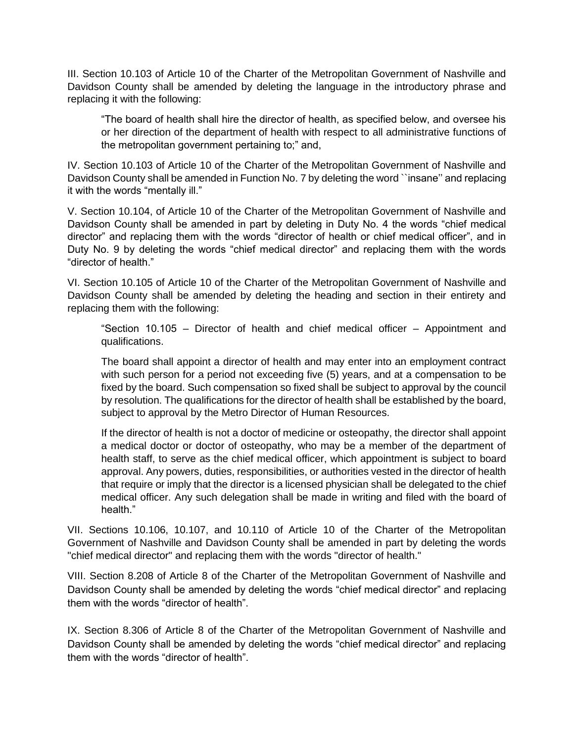III. Section 10.103 of Article 10 of the Charter of the Metropolitan Government of Nashville and Davidson County shall be amended by deleting the language in the introductory phrase and replacing it with the following:

> "The board of health shall hire the director of health, as specified below, and oversee his or her direction of the department of health with respect to all administrative functions of the metropolitan government pertaining to;" and,

IV. Section 10.103 of Article 10 of the Charter of the Metropolitan Government of Nashville and Davidson County shall be amended in Function No. 7 by deleting the word ``insane'' and replacing it with the words "mentally ill."

V. Section 10.104, of Article 10 of the Charter of the Metropolitan Government of Nashville and Davidson County shall be amended in part by deleting in Duty No. 4 the words "chief medical director" and replacing them with the words "director of health or chief medical officer", and in Duty No. 9 by deleting the words "chief medical director" and replacing them with the words "director of health."

VI. Section 10.105 of Article 10 of the Charter of the Metropolitan Government of Nashville and Davidson County shall be amended by deleting the heading and section in their entirety and replacing them with the following:

> "Section 10.105 – Director of health and chief medical officer – Appointment and qualifications.
>
> The board shall appoint a director of health and may enter into an employment contract with such person for a period not exceeding five (5) years, and at a compensation to be fixed by the board. Such compensation so fixed shall be subject to approval by the council by resolution. The qualifications for the director of health shall be established by the board, subject to approval by the Metro Director of Human Resources.
>
> If the director of health is not a doctor of medicine or osteopathy, the director shall appoint a medical doctor or doctor of osteopathy, who may be a member of the department of health staff, to serve as the chief medical officer, which appointment is subject to board approval. Any powers, duties, responsibilities, or authorities vested in the director of health that require or imply that the director is a licensed physician shall be delegated to the chief medical officer. Any such delegation shall be made in writing and filed with the board of health."

VII. Sections 10.106, 10.107, and 10.110 of Article 10 of the Charter of the Metropolitan Government of Nashville and Davidson County shall be amended in part by deleting the words "chief medical director" and replacing them with the words "director of health."

VIII. Section 8.208 of Article 8 of the Charter of the Metropolitan Government of Nashville and Davidson County shall be amended by deleting the words "chief medical director" and replacing them with the words "director of health".

IX. Section 8.306 of Article 8 of the Charter of the Metropolitan Government of Nashville and Davidson County shall be amended by deleting the words "chief medical director" and replacing them with the words "director of health".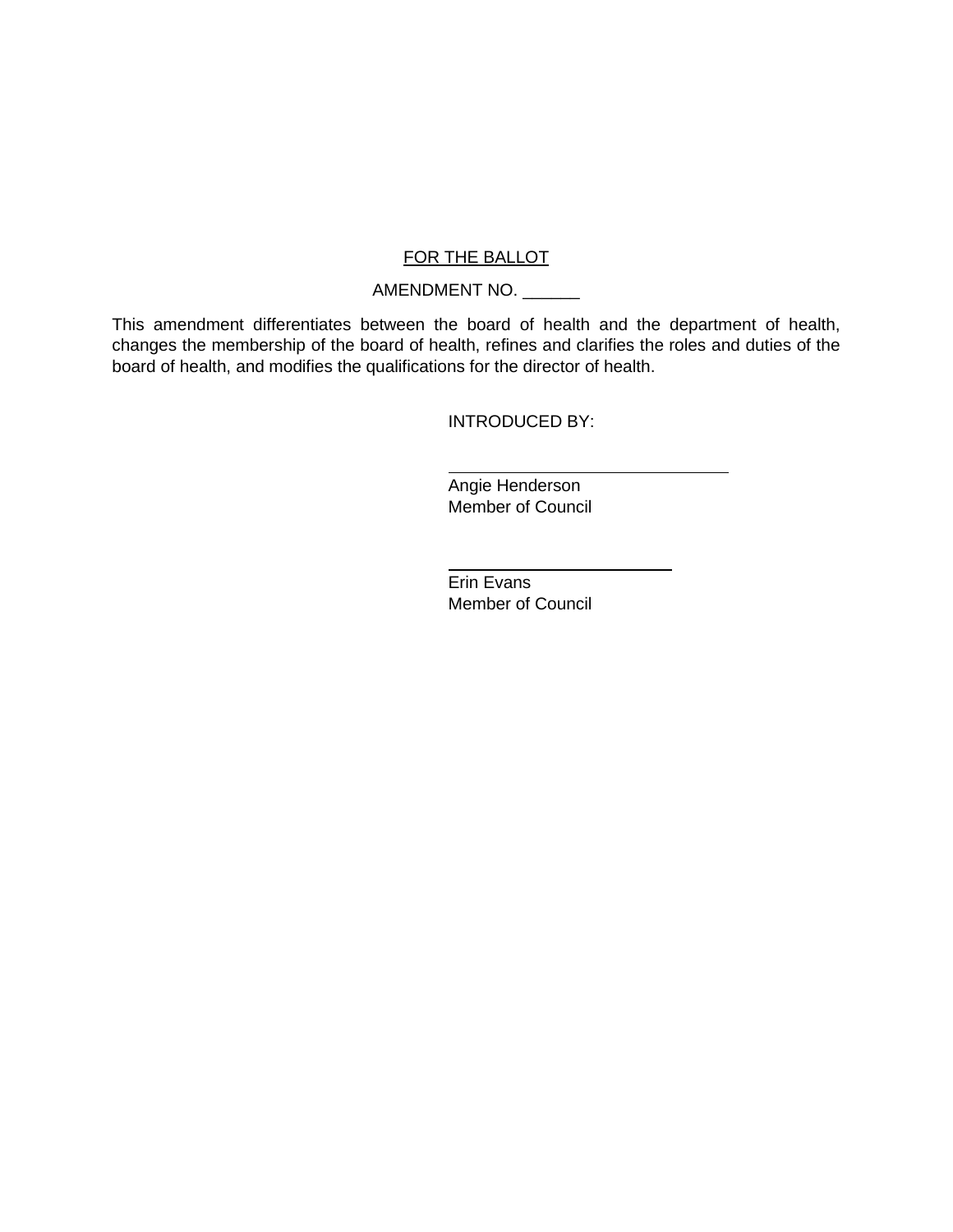<u>FOR THE BALLOT</u>

AMENDMENT NO. ______

This amendment differentiates between the board of health and the department of health, changes the membership of the board of health, refines and clarifies the roles and duties of the board of health, and modifies the qualifications for the director of health.

INTRODUCED BY:

______________________________
Angie Henderson
Member of Council

______________________________
Erin Evans
Member of Council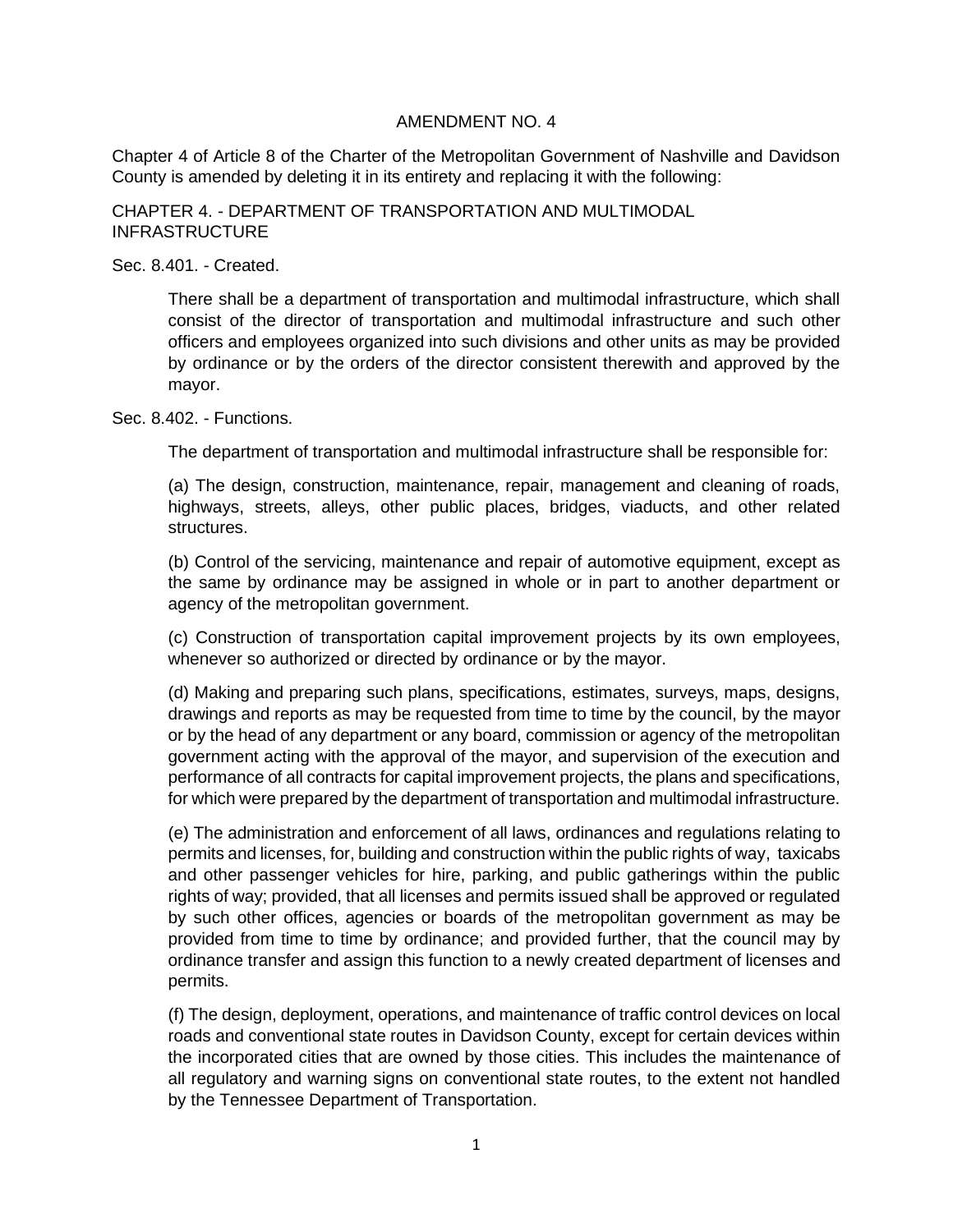## AMENDMENT NO. 4

Chapter 4 of Article 8 of the Charter of the Metropolitan Government of Nashville and Davidson County is amended by deleting it in its entirety and replacing it with the following:

### CHAPTER 4. - DEPARTMENT OF TRANSPORTATION AND MULTIMODAL INFRASTRUCTURE

Sec. 8.401. - Created.

> There shall be a department of transportation and multimodal infrastructure, which shall consist of the director of transportation and multimodal infrastructure and such other officers and employees organized into such divisions and other units as may be provided by ordinance or by the orders of the director consistent therewith and approved by the mayor.

Sec. 8.402. - Functions.

> The department of transportation and multimodal infrastructure shall be responsible for:
>
> (a) The design, construction, maintenance, repair, management and cleaning of roads, highways, streets, alleys, other public places, bridges, viaducts, and other related structures.
>
> (b) Control of the servicing, maintenance and repair of automotive equipment, except as the same by ordinance may be assigned in whole or in part to another department or agency of the metropolitan government.
>
> (c) Construction of transportation capital improvement projects by its own employees, whenever so authorized or directed by ordinance or by the mayor.
>
> (d) Making and preparing such plans, specifications, estimates, surveys, maps, designs, drawings and reports as may be requested from time to time by the council, by the mayor or by the head of any department or any board, commission or agency of the metropolitan government acting with the approval of the mayor, and supervision of the execution and performance of all contracts for capital improvement projects, the plans and specifications, for which were prepared by the department of transportation and multimodal infrastructure.
>
> (e) The administration and enforcement of all laws, ordinances and regulations relating to permits and licenses, for, building and construction within the public rights of way, taxicabs and other passenger vehicles for hire, parking, and public gatherings within the public rights of way; provided, that all licenses and permits issued shall be approved or regulated by such other offices, agencies or boards of the metropolitan government as may be provided from time to time by ordinance; and provided further, that the council may by ordinance transfer and assign this function to a newly created department of licenses and permits.
>
> (f) The design, deployment, operations, and maintenance of traffic control devices on local roads and conventional state routes in Davidson County, except for certain devices within the incorporated cities that are owned by those cities. This includes the maintenance of all regulatory and warning signs on conventional state routes, to the extent not handled by the Tennessee Department of Transportation.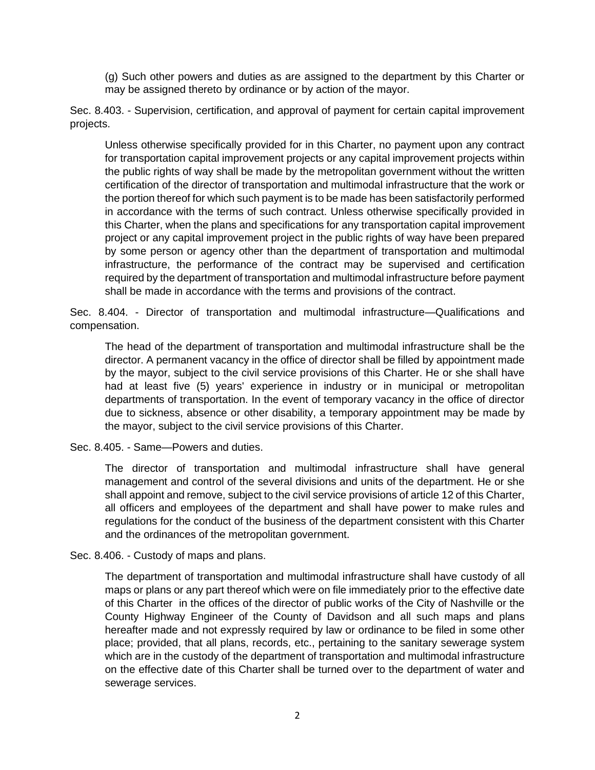(g) Such other powers and duties as are assigned to the department by this Charter or may be assigned thereto by ordinance or by action of the mayor.

Sec. 8.403. - Supervision, certification, and approval of payment for certain capital improvement projects.

Unless otherwise specifically provided for in this Charter, no payment upon any contract for transportation capital improvement projects or any capital improvement projects within the public rights of way shall be made by the metropolitan government without the written certification of the director of transportation and multimodal infrastructure that the work or the portion thereof for which such payment is to be made has been satisfactorily performed in accordance with the terms of such contract. Unless otherwise specifically provided in this Charter, when the plans and specifications for any transportation capital improvement project or any capital improvement project in the public rights of way have been prepared by some person or agency other than the department of transportation and multimodal infrastructure, the performance of the contract may be supervised and certification required by the department of transportation and multimodal infrastructure before payment shall be made in accordance with the terms and provisions of the contract.

Sec. 8.404. - Director of transportation and multimodal infrastructure—Qualifications and compensation.

The head of the department of transportation and multimodal infrastructure shall be the director. A permanent vacancy in the office of director shall be filled by appointment made by the mayor, subject to the civil service provisions of this Charter. He or she shall have had at least five (5) years' experience in industry or in municipal or metropolitan departments of transportation. In the event of temporary vacancy in the office of director due to sickness, absence or other disability, a temporary appointment may be made by the mayor, subject to the civil service provisions of this Charter.

Sec. 8.405. - Same—Powers and duties.

The director of transportation and multimodal infrastructure shall have general management and control of the several divisions and units of the department. He or she shall appoint and remove, subject to the civil service provisions of article 12 of this Charter, all officers and employees of the department and shall have power to make rules and regulations for the conduct of the business of the department consistent with this Charter and the ordinances of the metropolitan government.

Sec. 8.406. - Custody of maps and plans.

The department of transportation and multimodal infrastructure shall have custody of all maps or plans or any part thereof which were on file immediately prior to the effective date of this Charter in the offices of the director of public works of the City of Nashville or the County Highway Engineer of the County of Davidson and all such maps and plans hereafter made and not expressly required by law or ordinance to be filed in some other place; provided, that all plans, records, etc., pertaining to the sanitary sewerage system which are in the custody of the department of transportation and multimodal infrastructure on the effective date of this Charter shall be turned over to the department of water and sewerage services.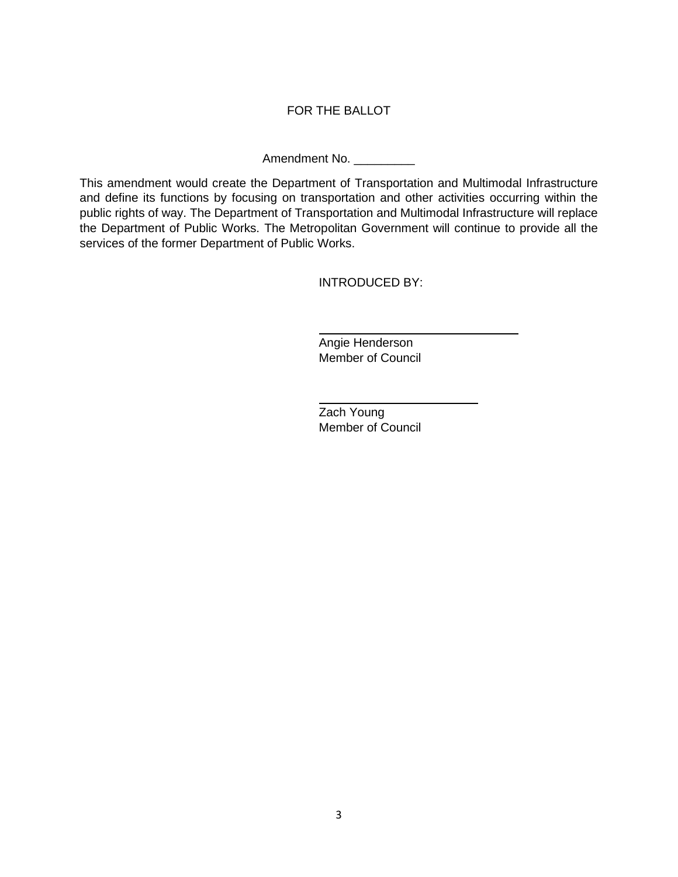FOR THE BALLOT

Amendment No. _________

This amendment would create the Department of Transportation and Multimodal Infrastructure and define its functions by focusing on transportation and other activities occurring within the public rights of way. The Department of Transportation and Multimodal Infrastructure will replace the Department of Public Works. The Metropolitan Government will continue to provide all the services of the former Department of Public Works.

INTRODUCED BY:

______________________________
Angie Henderson
Member of Council

________________________
Zach Young
Member of Council